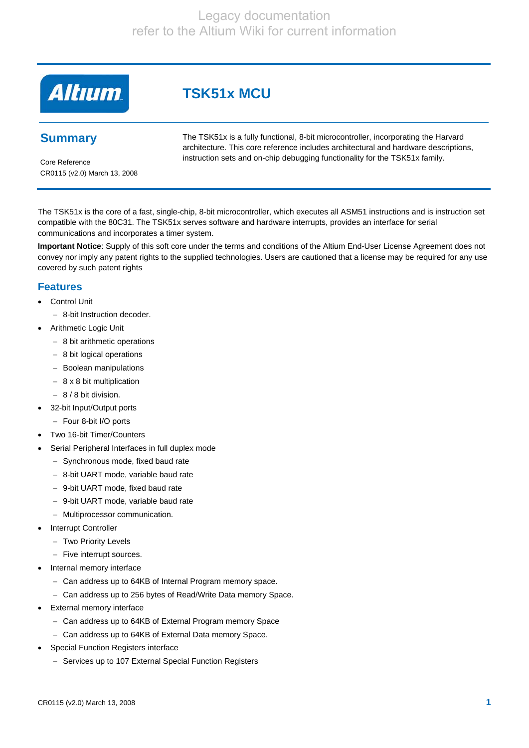Legacy documentation
refer to the Altium Wiki for current information

# TSK51x MCU

## Summary

Core Reference
CR0115 (v2.0) March 13, 2008

The TSK51x is a fully functional, 8-bit microcontroller, incorporating the Harvard architecture. This core reference includes architectural and hardware descriptions, instruction sets and on-chip debugging functionality for the TSK51x family.

The TSK51x is the core of a fast, single-chip, 8-bit microcontroller, which executes all ASM51 instructions and is instruction set compatible with the 80C31. The TSK51x serves software and hardware interrupts, provides an interface for serial communications and incorporates a timer system.

**Important Notice**: Supply of this soft core under the terms and conditions of the Altium End-User License Agreement does not convey nor imply any patent rights to the supplied technologies. Users are cautioned that a license may be required for any use covered by such patent rights

## Features

- Control Unit
  - 8-bit Instruction decoder.
- Arithmetic Logic Unit
  - 8 bit arithmetic operations
  - 8 bit logical operations
  - Boolean manipulations
  - 8 x 8 bit multiplication
  - 8 / 8 bit division.
- 32-bit Input/Output ports
  - Four 8-bit I/O ports
- Two 16-bit Timer/Counters
- Serial Peripheral Interfaces in full duplex mode
  - Synchronous mode, fixed baud rate
  - 8-bit UART mode, variable baud rate
  - 9-bit UART mode, fixed baud rate
  - 9-bit UART mode, variable baud rate
  - Multiprocessor communication.
- Interrupt Controller
  - Two Priority Levels
  - Five interrupt sources.
- Internal memory interface
  - Can address up to 64KB of Internal Program memory space.
  - Can address up to 256 bytes of Read/Write Data memory Space.
- External memory interface
  - Can address up to 64KB of External Program memory Space
  - Can address up to 64KB of External Data memory Space.
- Special Function Registers interface
  - Services up to 107 External Special Function Registers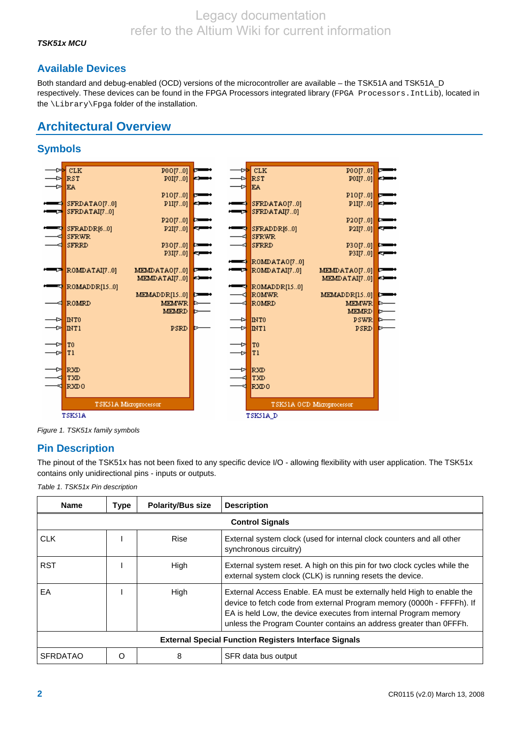Legacy documentation
refer to the Altium Wiki for current information

## Available Devices

Both standard and debug-enabled (OCD) versions of the microcontroller are available – the TSK51A and TSK51A_D respectively. These devices can be found in the FPGA Processors integrated library (`FPGA Processors.IntLib`), located in the `\Library\Fpga` folder of the installation.

# Architectural Overview

## Symbols

*Figure 1. TSK51x family symbols*

## Pin Description

The pinout of the TSK51x has not been fixed to any specific device I/O - allowing flexibility with user application. The TSK51x contains only unidirectional pins - inputs or outputs.

*Table 1. TSK51x Pin description*

| Name | Type | Polarity/Bus size | Description |
|---|---|---|---|
| **Control Signals** | | | |
| CLK | I | Rise | External system clock (used for internal clock counters and all other synchronous circuitry) |
| RST | I | High | External system reset. A high on this pin for two clock cycles while the external system clock (CLK) is running resets the device. |
| EA | I | High | External Access Enable. EA must be externally held High to enable the device to fetch code from external Program memory (0000h - FFFFh). If EA is held Low, the device executes from internal Program memory unless the Program Counter contains an address greater than 0FFFh. |
| **External Special Function Registers Interface Signals** | | | |
| SFRDATAO | O | 8 | SFR data bus output |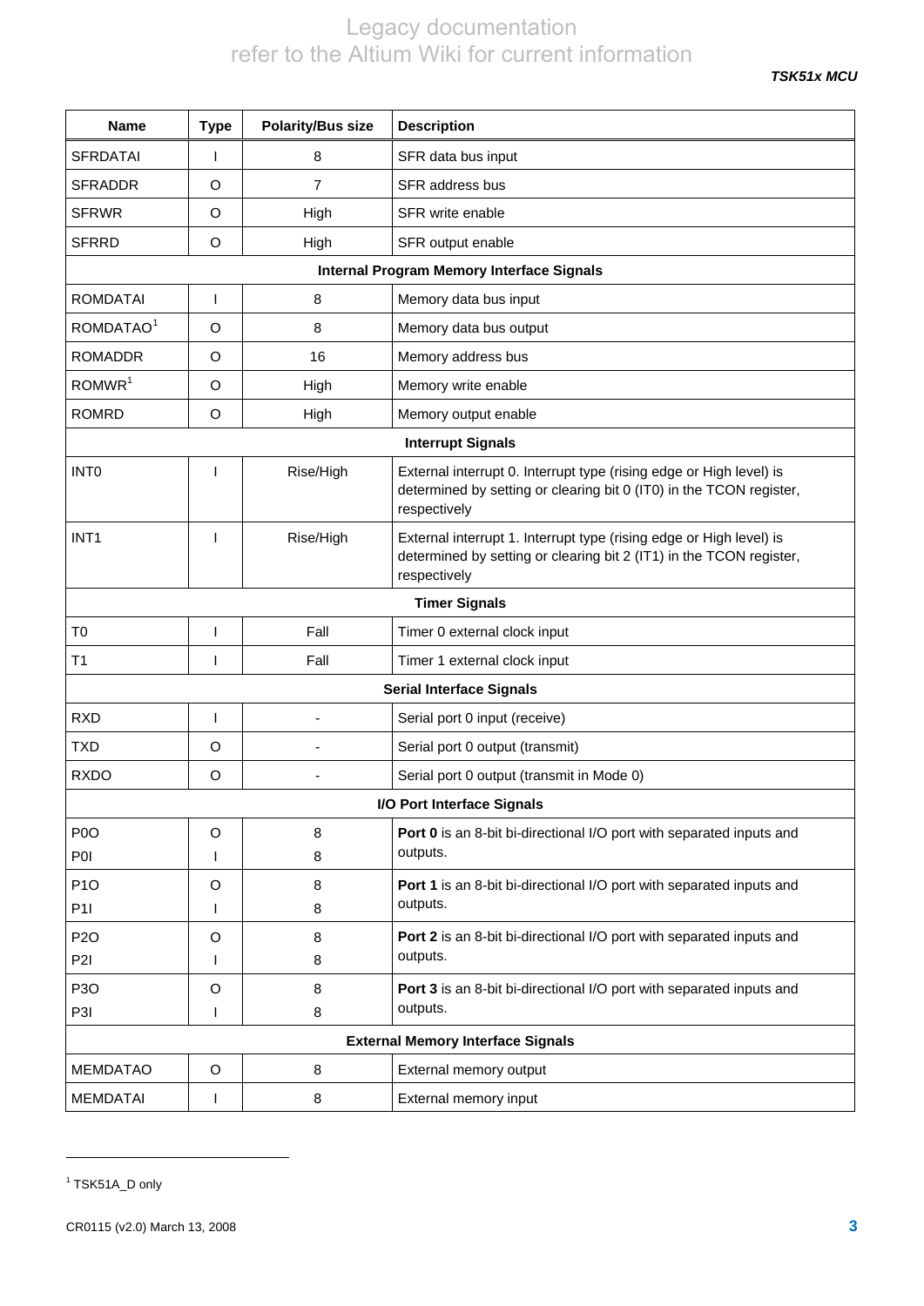| Name | Type | Polarity/Bus size | Description |
|---|---|---|---|
| SFRDATAI | I | 8 | SFR data bus input |
| SFRADDR | O | 7 | SFR address bus |
| SFRWR | O | High | SFR write enable |
| SFRRD | O | High | SFR output enable |
| **Internal Program Memory Interface Signals** | | | |
| ROMDATAI | I | 8 | Memory data bus input |
| ROMDATAO[1] | O | 8 | Memory data bus output |
| ROMADDR | O | 16 | Memory address bus |
| ROMWR[1] | O | High | Memory write enable |
| ROMRD | O | High | Memory output enable |
| **Interrupt Signals** | | | |
| INT0 | I | Rise/High | External interrupt 0. Interrupt type (rising edge or High level) is determined by setting or clearing bit 0 (IT0) in the TCON register, respectively |
| INT1 | I | Rise/High | External interrupt 1. Interrupt type (rising edge or High level) is determined by setting or clearing bit 2 (IT1) in the TCON register, respectively |
| **Timer Signals** | | | |
| T0 | I | Fall | Timer 0 external clock input |
| T1 | I | Fall | Timer 1 external clock input |
| **Serial Interface Signals** | | | |
| RXD | I | - | Serial port 0 input (receive) |
| TXD | O | - | Serial port 0 output (transmit) |
| RXDO | O | - | Serial port 0 output (transmit in Mode 0) |
| **I/O Port Interface Signals** | | | |
| P0O<br>P0I | O<br>I | 8<br>8 | **Port 0** is an 8-bit bi-directional I/O port with separated inputs and outputs. |
| P1O<br>P1I | O<br>I | 8<br>8 | **Port 1** is an 8-bit bi-directional I/O port with separated inputs and outputs. |
| P2O<br>P2I | O<br>I | 8<br>8 | **Port 2** is an 8-bit bi-directional I/O port with separated inputs and outputs. |
| P3O<br>P3I | O<br>I | 8<br>8 | **Port 3** is an 8-bit bi-directional I/O port with separated inputs and outputs. |
| **External Memory Interface Signals** | | | |
| MEMDATAO | O | 8 | External memory output |
| MEMDATAI | I | 8 | External memory input |

[1] TSK51A_D only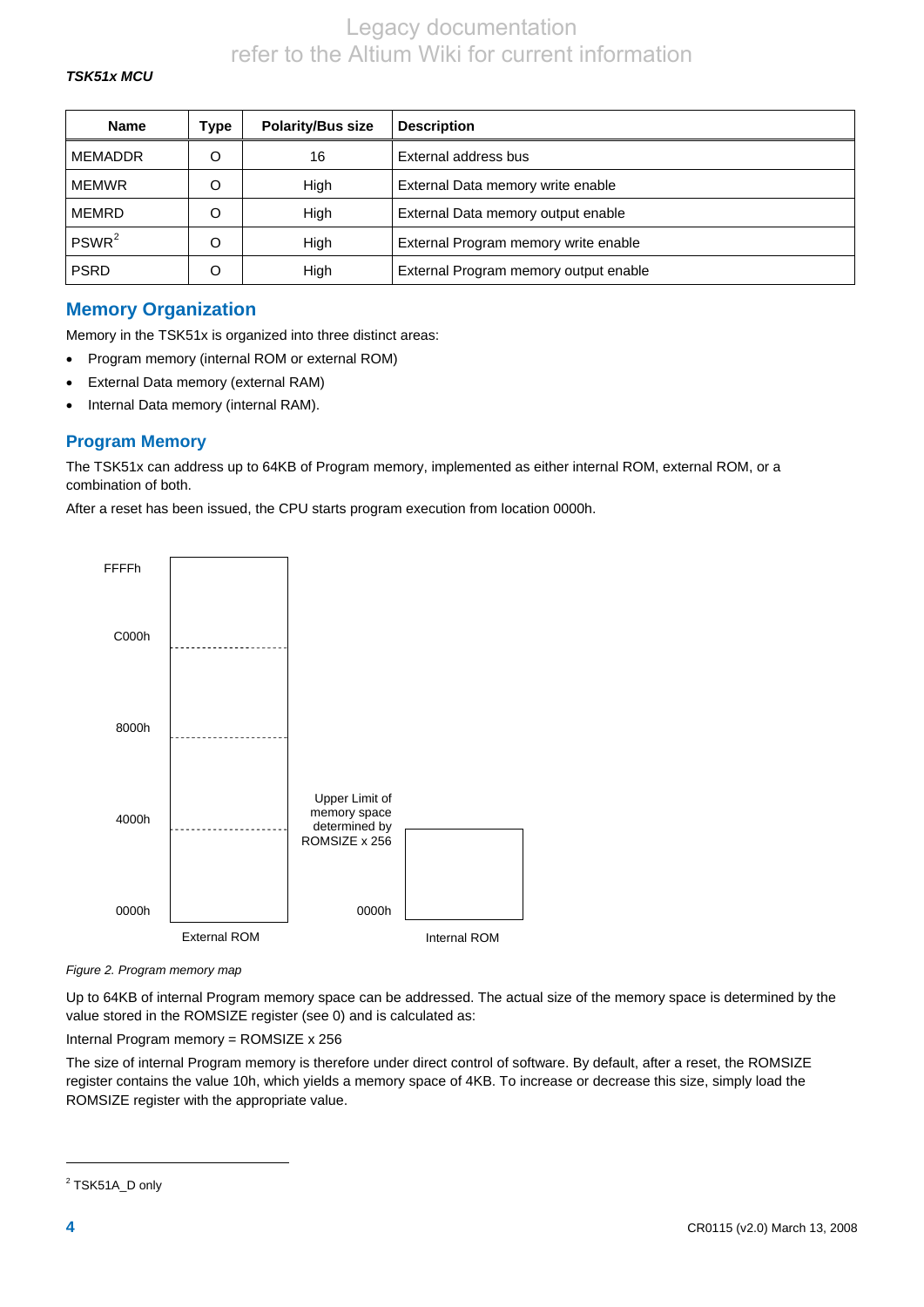| Name | Type | Polarity/Bus size | Description |
|---|---|---|---|
| MEMADDR | O | 16 | External address bus |
| MEMWR | O | High | External Data memory write enable |
| MEMRD | O | High | External Data memory output enable |
| PSWR[2] | O | High | External Program memory write enable |
| PSRD | O | High | External Program memory output enable |

## Memory Organization

Memory in the TSK51x is organized into three distinct areas:

- Program memory (internal ROM or external ROM)
- External Data memory (external RAM)
- Internal Data memory (internal RAM).

## Program Memory

The TSK51x can address up to 64KB of Program memory, implemented as either internal ROM, external ROM, or a combination of both.

After a reset has been issued, the CPU starts program execution from location 0000h.

FFFFh
C000h
8000h
4000h
0000h
External ROM

Upper Limit of memory space determined by ROMSIZE x 256
0000h
Internal ROM

*Figure 2. Program memory map*

Up to 64KB of internal Program memory space can be addressed. The actual size of the memory space is determined by the value stored in the ROMSIZE register (see 0) and is calculated as:

Internal Program memory = ROMSIZE x 256

The size of internal Program memory is therefore under direct control of software. By default, after a reset, the ROMSIZE register contains the value 10h, which yields a memory space of 4KB. To increase or decrease this size, simply load the ROMSIZE register with the appropriate value.

[2] TSK51A_D only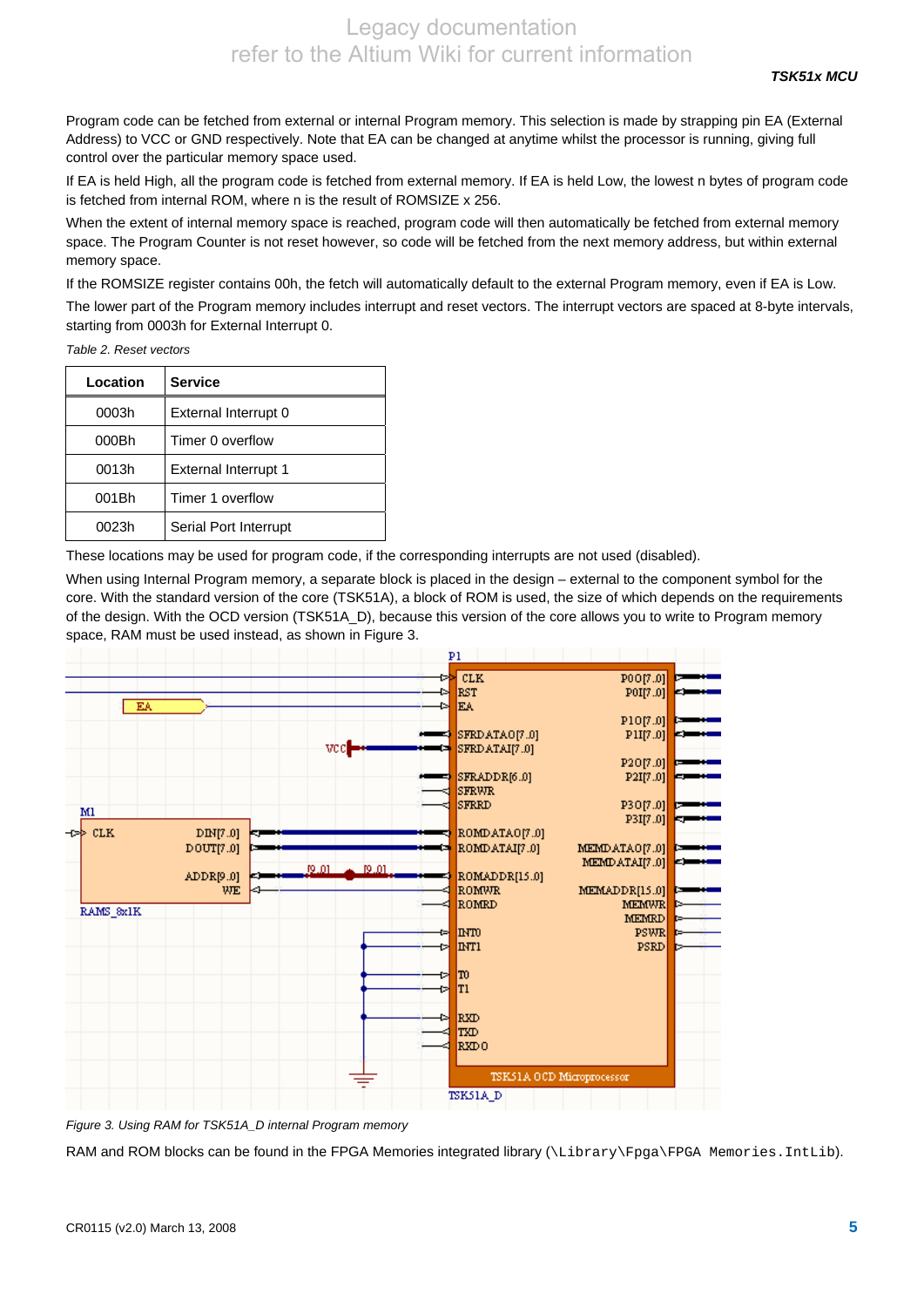Program code can be fetched from external or internal Program memory. This selection is made by strapping pin EA (External Address) to VCC or GND respectively. Note that EA can be changed at anytime whilst the processor is running, giving full control over the particular memory space used.

If EA is held High, all the program code is fetched from external memory. If EA is held Low, the lowest n bytes of program code is fetched from internal ROM, where n is the result of ROMSIZE x 256.

When the extent of internal memory space is reached, program code will then automatically be fetched from external memory space. The Program Counter is not reset however, so code will be fetched from the next memory address, but within external memory space.

If the ROMSIZE register contains 00h, the fetch will automatically default to the external Program memory, even if EA is Low.

The lower part of the Program memory includes interrupt and reset vectors. The interrupt vectors are spaced at 8-byte intervals, starting from 0003h for External Interrupt 0.

*Table 2. Reset vectors*

| Location | Service |
|---|---|
| 0003h | External Interrupt 0 |
| 000Bh | Timer 0 overflow |
| 0013h | External Interrupt 1 |
| 001Bh | Timer 1 overflow |
| 0023h | Serial Port Interrupt |

These locations may be used for program code, if the corresponding interrupts are not used (disabled).

When using Internal Program memory, a separate block is placed in the design – external to the component symbol for the core. With the standard version of the core (TSK51A), a block of ROM is used, the size of which depends on the requirements of the design. With the OCD version (TSK51A_D), because this version of the core allows you to write to Program memory space, RAM must be used instead, as shown in Figure 3.

*Figure 3. Using RAM for TSK51A_D internal Program memory*

RAM and ROM blocks can be found in the FPGA Memories integrated library (`\Library\Fpga\FPGA Memories.IntLib`).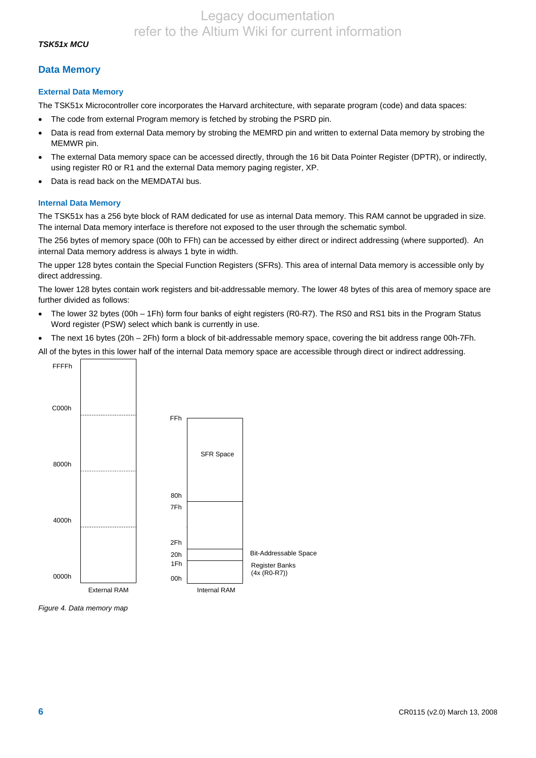## Data Memory

### External Data Memory

The TSK51x Microcontroller core incorporates the Harvard architecture, with separate program (code) and data spaces:

- The code from external Program memory is fetched by strobing the PSRD pin.
- Data is read from external Data memory by strobing the MEMRD pin and written to external Data memory by strobing the MEMWR pin.
- The external Data memory space can be accessed directly, through the 16 bit Data Pointer Register (DPTR), or indirectly, using register R0 or R1 and the external Data memory paging register, XP.
- Data is read back on the MEMDATAI bus.

### Internal Data Memory

The TSK51x has a 256 byte block of RAM dedicated for use as internal Data memory. This RAM cannot be upgraded in size. The internal Data memory interface is therefore not exposed to the user through the schematic symbol.

The 256 bytes of memory space (00h to FFh) can be accessed by either direct or indirect addressing (where supported). An internal Data memory address is always 1 byte in width.

The upper 128 bytes contain the Special Function Registers (SFRs). This area of internal Data memory is accessible only by direct addressing.

The lower 128 bytes contain work registers and bit-addressable memory. The lower 48 bytes of this area of memory space are further divided as follows:

- The lower 32 bytes (00h – 1Fh) form four banks of eight registers (R0-R7). The RS0 and RS1 bits in the Program Status Word register (PSW) select which bank is currently in use.
- The next 16 bytes (20h – 2Fh) form a block of bit-addressable memory space, covering the bit address range 00h-7Fh.

All of the bytes in this lower half of the internal Data memory space are accessible through direct or indirect addressing.

*Figure 4. Data memory map*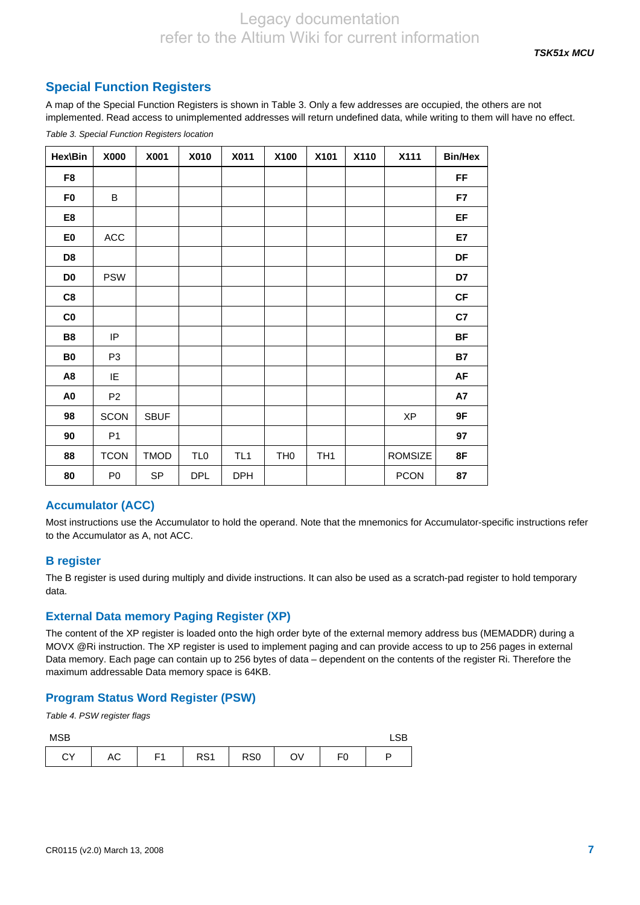## Special Function Registers

A map of the Special Function Registers is shown in Table 3. Only a few addresses are occupied, the others are not implemented. Read access to unimplemented addresses will return undefined data, while writing to them will have no effect.

*Table 3. Special Function Registers location*

| Hex\Bin | X000 | X001 | X010 | X011 | X100 | X101 | X110 | X111 | Bin/Hex |
|---|---|---|---|---|---|---|---|---|---|
| **F8** | | | | | | | | | **FF** |
| **F0** | B | | | | | | | | **F7** |
| **E8** | | | | | | | | | **EF** |
| **E0** | ACC | | | | | | | | **E7** |
| **D8** | | | | | | | | | **DF** |
| **D0** | PSW | | | | | | | | **D7** |
| **C8** | | | | | | | | | **CF** |
| **C0** | | | | | | | | | **C7** |
| **B8** | IP | | | | | | | | **BF** |
| **B0** | P3 | | | | | | | | **B7** |
| **A8** | IE | | | | | | | | **AF** |
| **A0** | P2 | | | | | | | | **A7** |
| **98** | SCON | SBUF | | | | | | XP | **9F** |
| **90** | P1 | | | | | | | | **97** |
| **88** | TCON | TMOD | TL0 | TL1 | TH0 | TH1 | | ROMSIZE | **8F** |
| **80** | P0 | SP | DPL | DPH | | | | PCON | **87** |

### Accumulator (ACC)

Most instructions use the Accumulator to hold the operand. Note that the mnemonics for Accumulator-specific instructions refer to the Accumulator as A, not ACC.

### B register

The B register is used during multiply and divide instructions. It can also be used as a scratch-pad register to hold temporary data.

### External Data memory Paging Register (XP)

The content of the XP register is loaded onto the high order byte of the external memory address bus (MEMADDR) during a MOVX @Ri instruction. The XP register is used to implement paging and can provide access to up to 256 pages in external Data memory. Each page can contain up to 256 bytes of data – dependent on the contents of the register Ri. Therefore the maximum addressable Data memory space is 64KB.

### Program Status Word Register (PSW)

*Table 4. PSW register flags*

| MSB | | | | | | | LSB |
|---|---|---|---|---|---|---|---|
| CY | AC | F1 | RS1 | RS0 | OV | F0 | P |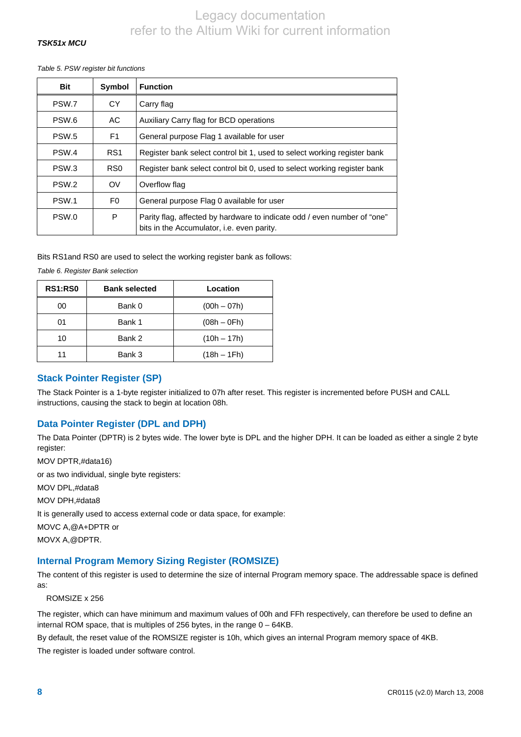*Table 5. PSW register bit functions*

| Bit | Symbol | Function |
|---|---|---|
| PSW.7 | CY | Carry flag |
| PSW.6 | AC | Auxiliary Carry flag for BCD operations |
| PSW.5 | F1 | General purpose Flag 1 available for user |
| PSW.4 | RS1 | Register bank select control bit 1, used to select working register bank |
| PSW.3 | RS0 | Register bank select control bit 0, used to select working register bank |
| PSW.2 | OV | Overflow flag |
| PSW.1 | F0 | General purpose Flag 0 available for user |
| PSW.0 | P | Parity flag, affected by hardware to indicate odd / even number of “one” bits in the Accumulator, i.e. even parity. |

Bits RS1and RS0 are used to select the working register bank as follows:

*Table 6. Register Bank selection*

| RS1:RS0 | Bank selected | Location |
|---|---|---|
| 00 | Bank 0 | (00h – 07h) |
| 01 | Bank 1 | (08h – 0Fh) |
| 10 | Bank 2 | (10h – 17h) |
| 11 | Bank 3 | (18h – 1Fh) |

## Stack Pointer Register (SP)

The Stack Pointer is a 1-byte register initialized to 07h after reset. This register is incremented before PUSH and CALL instructions, causing the stack to begin at location 08h.

## Data Pointer Register (DPL and DPH)

The Data Pointer (DPTR) is 2 bytes wide. The lower byte is DPL and the higher DPH. It can be loaded as either a single 2 byte register:

MOV DPTR,#data16)

or as two individual, single byte registers:

MOV DPL,#data8

MOV DPH,#data8

It is generally used to access external code or data space, for example:

MOVC A,@A+DPTR or

MOVX A,@DPTR.

## Internal Program Memory Sizing Register (ROMSIZE)

The content of this register is used to determine the size of internal Program memory space. The addressable space is defined as:

ROMSIZE x 256

The register, which can have minimum and maximum values of 00h and FFh respectively, can therefore be used to define an internal ROM space, that is multiples of 256 bytes, in the range 0 – 64KB.

By default, the reset value of the ROMSIZE register is 10h, which gives an internal Program memory space of 4KB.

The register is loaded under software control.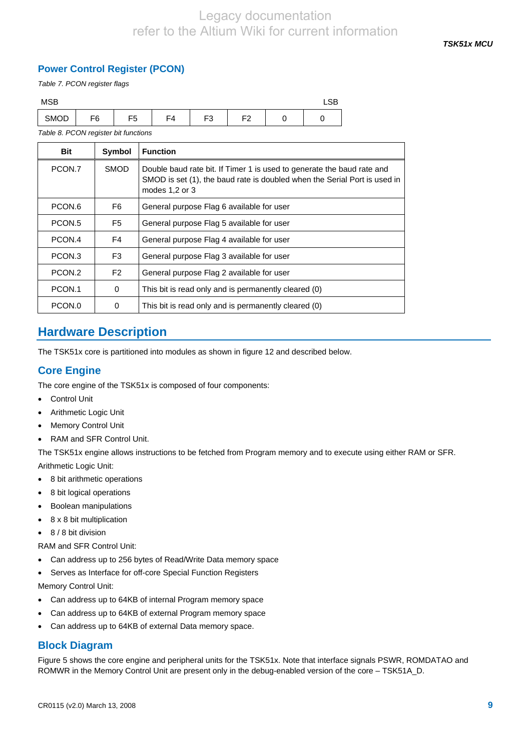## Power Control Register (PCON)

*Table 7. PCON register flags*

| MSB | | | | | | | LSB |
|---|---|---|---|---|---|---|---|
| SMOD | F6 | F5 | F4 | F3 | F2 | 0 | 0 |

*Table 8. PCON register bit functions*

| Bit | Symbol | Function |
|---|---|---|
| PCON.7 | SMOD | Double baud rate bit. If Timer 1 is used to generate the baud rate and SMOD is set (1), the baud rate is doubled when the Serial Port is used in modes 1,2 or 3 |
| PCON.6 | F6 | General purpose Flag 6 available for user |
| PCON.5 | F5 | General purpose Flag 5 available for user |
| PCON.4 | F4 | General purpose Flag 4 available for user |
| PCON.3 | F3 | General purpose Flag 3 available for user |
| PCON.2 | F2 | General purpose Flag 2 available for user |
| PCON.1 | 0 | This bit is read only and is permanently cleared (0) |
| PCON.0 | 0 | This bit is read only and is permanently cleared (0) |

# Hardware Description

The TSK51x core is partitioned into modules as shown in figure 12 and described below.

## Core Engine

The core engine of the TSK51x is composed of four components:

- Control Unit
- Arithmetic Logic Unit
- Memory Control Unit
- RAM and SFR Control Unit.

The TSK51x engine allows instructions to be fetched from Program memory and to execute using either RAM or SFR.

Arithmetic Logic Unit:

- 8 bit arithmetic operations
- 8 bit logical operations
- Boolean manipulations
- 8 x 8 bit multiplication
- 8 / 8 bit division

RAM and SFR Control Unit:

- Can address up to 256 bytes of Read/Write Data memory space
- Serves as Interface for off-core Special Function Registers

Memory Control Unit:

- Can address up to 64KB of internal Program memory space
- Can address up to 64KB of external Program memory space
- Can address up to 64KB of external Data memory space.

## Block Diagram

Figure 5 shows the core engine and peripheral units for the TSK51x. Note that interface signals PSWR, ROMDATAO and ROMWR in the Memory Control Unit are present only in the debug-enabled version of the core – TSK51A_D.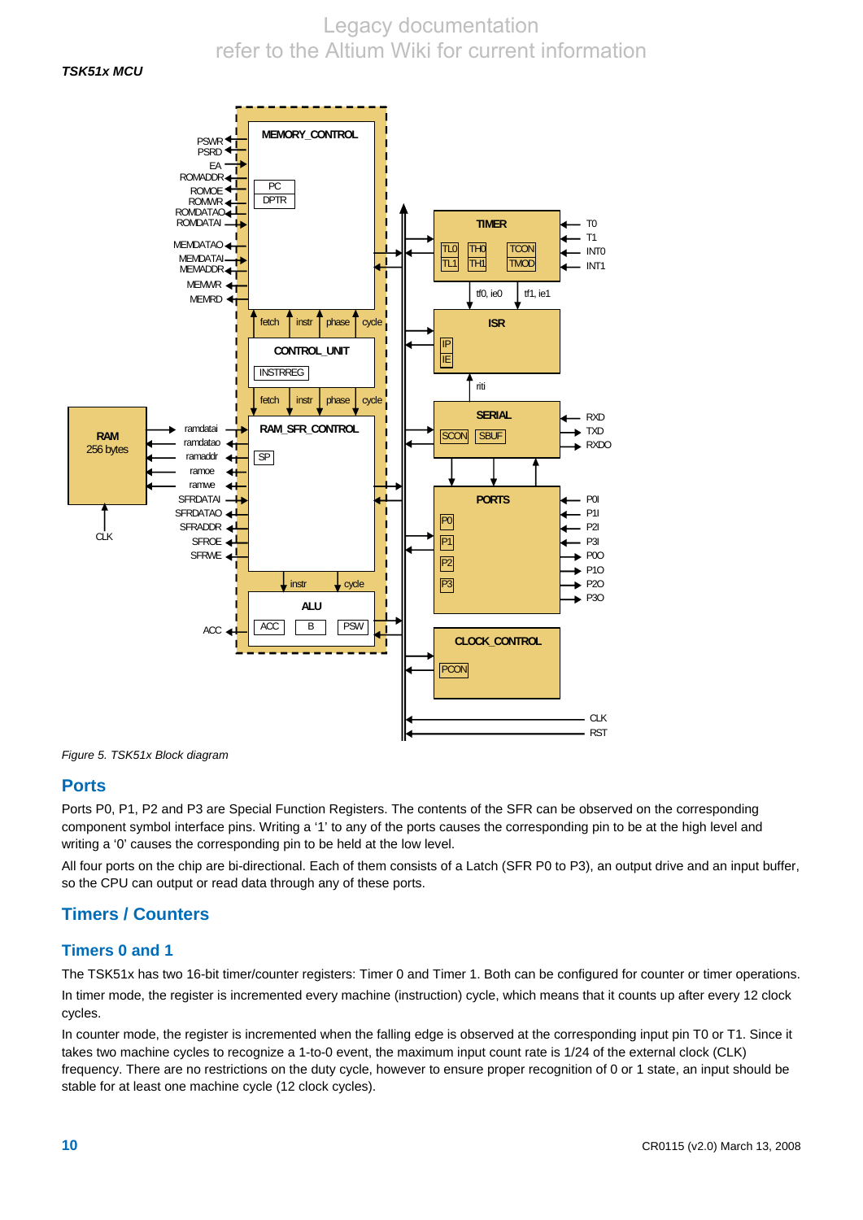*Figure 5. TSK51x Block diagram*

## Ports

Ports P0, P1, P2 and P3 are Special Function Registers. The contents of the SFR can be observed on the corresponding component symbol interface pins. Writing a '1' to any of the ports causes the corresponding pin to be at the high level and writing a '0' causes the corresponding pin to be held at the low level.

All four ports on the chip are bi-directional. Each of them consists of a Latch (SFR P0 to P3), an output drive and an input buffer, so the CPU can output or read data through any of these ports.

## Timers / Counters

### Timers 0 and 1

The TSK51x has two 16-bit timer/counter registers: Timer 0 and Timer 1. Both can be configured for counter or timer operations.

In timer mode, the register is incremented every machine (instruction) cycle, which means that it counts up after every 12 clock cycles.

In counter mode, the register is incremented when the falling edge is observed at the corresponding input pin T0 or T1. Since it takes two machine cycles to recognize a 1-to-0 event, the maximum input count rate is 1/24 of the external clock (CLK) frequency. There are no restrictions on the duty cycle, however to ensure proper recognition of 0 or 1 state, an input should be stable for at least one machine cycle (12 clock cycles).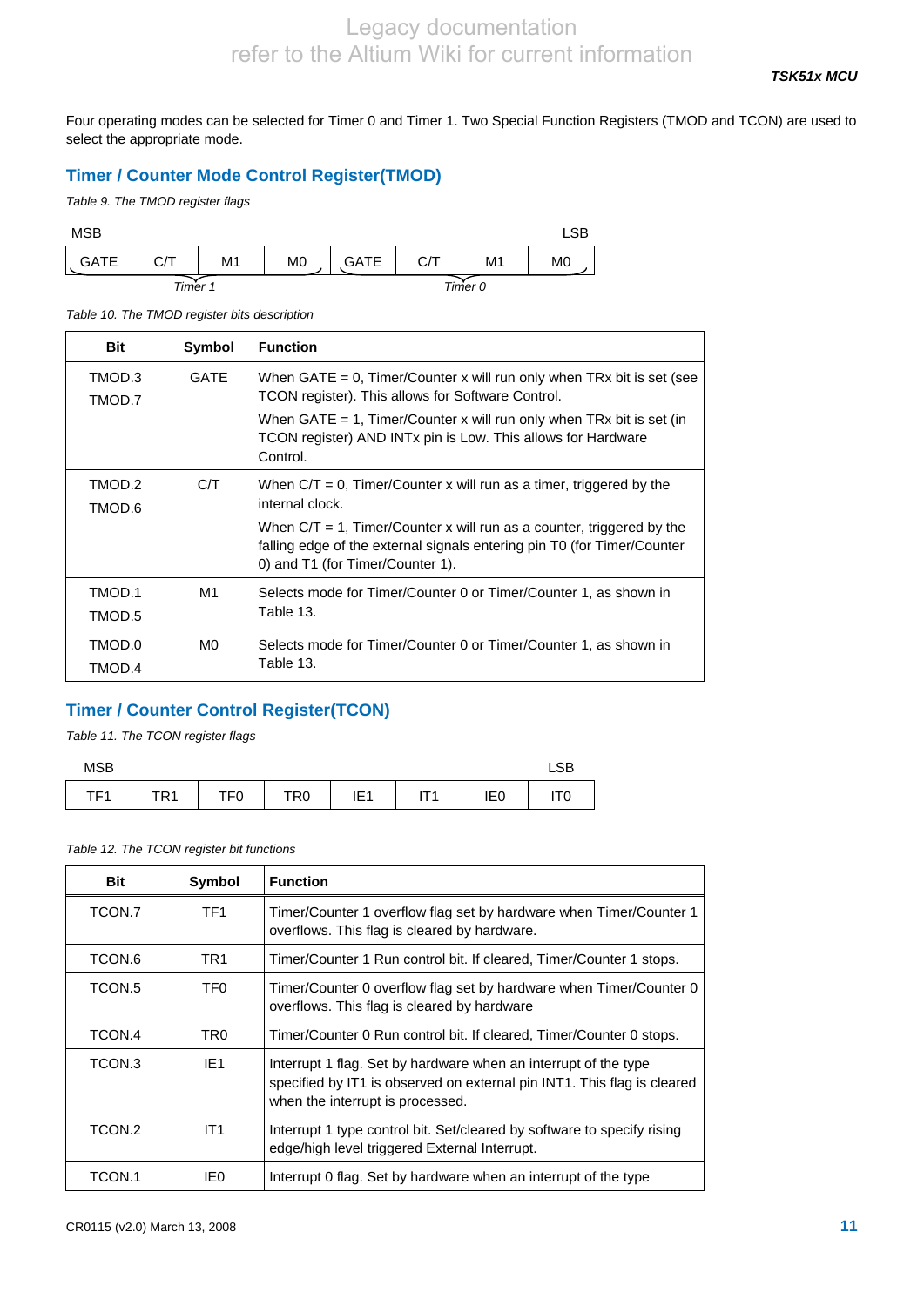Four operating modes can be selected for Timer 0 and Timer 1. Two Special Function Registers (TMOD and TCON) are used to select the appropriate mode.

## Timer / Counter Mode Control Register(TMOD)

*Table 9. The TMOD register flags*

| MSB | | | | | | | LSB |
|---|---|---|---|---|---|---|---|
| GATE | C/T | M1 | M0 | GATE | C/T | M1 | M0 |
| *Timer 1* | | | | *Timer 0* | | | |

*Table 10. The TMOD register bits description*

| Bit | Symbol | Function |
|---|---|---|
| TMOD.3<br>TMOD.7 | GATE | When GATE = 0, Timer/Counter x will run only when TRx bit is set (see TCON register). This allows for Software Control.<br>When GATE = 1, Timer/Counter x will run only when TRx bit is set (in TCON register) AND INTx pin is Low. This allows for Hardware Control. |
| TMOD.2<br>TMOD.6 | C/T | When C/T = 0, Timer/Counter x will run as a timer, triggered by the internal clock.<br>When C/T = 1, Timer/Counter x will run as a counter, triggered by the falling edge of the external signals entering pin T0 (for Timer/Counter 0) and T1 (for Timer/Counter 1). |
| TMOD.1<br>TMOD.5 | M1 | Selects mode for Timer/Counter 0 or Timer/Counter 1, as shown in Table 13. |
| TMOD.0<br>TMOD.4 | M0 | Selects mode for Timer/Counter 0 or Timer/Counter 1, as shown in Table 13. |

## Timer / Counter Control Register(TCON)

*Table 11. The TCON register flags*

| MSB | | | | | | | LSB |
|---|---|---|---|---|---|---|---|
| TF1 | TR1 | TF0 | TR0 | IE1 | IT1 | IE0 | IT0 |

*Table 12. The TCON register bit functions*

| Bit | Symbol | Function |
|---|---|---|
| TCON.7 | TF1 | Timer/Counter 1 overflow flag set by hardware when Timer/Counter 1 overflows. This flag is cleared by hardware. |
| TCON.6 | TR1 | Timer/Counter 1 Run control bit. If cleared, Timer/Counter 1 stops. |
| TCON.5 | TF0 | Timer/Counter 0 overflow flag set by hardware when Timer/Counter 0 overflows. This flag is cleared by hardware |
| TCON.4 | TR0 | Timer/Counter 0 Run control bit. If cleared, Timer/Counter 0 stops. |
| TCON.3 | IE1 | Interrupt 1 flag. Set by hardware when an interrupt of the type specified by IT1 is observed on external pin INT1. This flag is cleared when the interrupt is processed. |
| TCON.2 | IT1 | Interrupt 1 type control bit. Set/cleared by software to specify rising edge/high level triggered External Interrupt. |
| TCON.1 | IE0 | Interrupt 0 flag. Set by hardware when an interrupt of the type |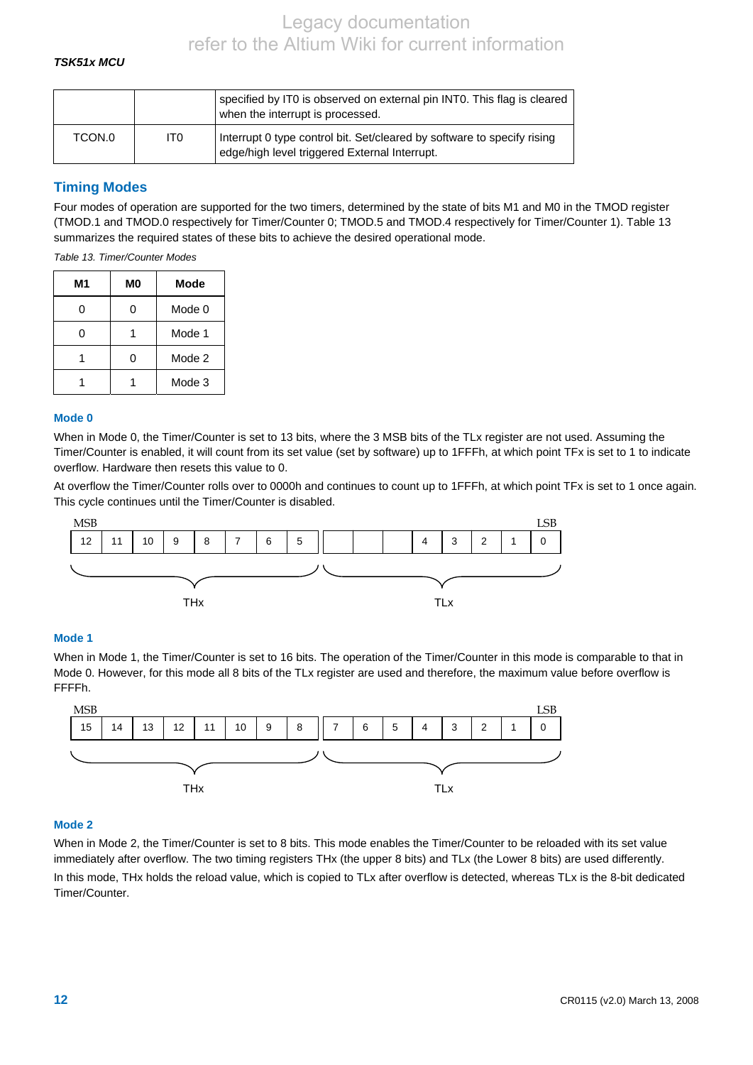|  |  | specified by IT0 is observed on external pin INT0. This flag is cleared when the interrupt is processed. |
| --- | --- | --- |
| TCON.0 | IT0 | Interrupt 0 type control bit. Set/cleared by software to specify rising edge/high level triggered External Interrupt. |

## Timing Modes

Four modes of operation are supported for the two timers, determined by the state of bits M1 and M0 in the TMOD register (TMOD.1 and TMOD.0 respectively for Timer/Counter 0; TMOD.5 and TMOD.4 respectively for Timer/Counter 1). Table 13 summarizes the required states of these bits to achieve the desired operational mode.

*Table 13. Timer/Counter Modes*

| M1 | M0 | Mode |
| --- | --- | --- |
| 0 | 0 | Mode 0 |
| 0 | 1 | Mode 1 |
| 1 | 0 | Mode 2 |
| 1 | 1 | Mode 3 |

### Mode 0

When in Mode 0, the Timer/Counter is set to 13 bits, where the 3 MSB bits of the TLx register are not used. Assuming the Timer/Counter is enabled, it will count from its set value (set by software) up to 1FFFh, at which point TFx is set to 1 to indicate overflow. Hardware then resets this value to 0.

At overflow the Timer/Counter rolls over to 0000h and continues to count up to 1FFFh, at which point TFx is set to 1 once again. This cycle continues until the Timer/Counter is disabled.

MSB | | | | | | | | | | | | | | | LSB

| 12 | 11 | 10 | 9 | 8 | 7 | 6 | 5 |  |  |  | 4 | 3 | 2 | 1 | 0 |
| --- | --- | --- | --- | --- | --- | --- | --- | --- | --- | --- | --- | --- | --- | --- | --- |
| THx |  |  |  |  |  |  |  | TLx |  |  |  |  |  |  |  |

### Mode 1

When in Mode 1, the Timer/Counter is set to 16 bits. The operation of the Timer/Counter in this mode is comparable to that in Mode 0. However, for this mode all 8 bits of the TLx register are used and therefore, the maximum value before overflow is FFFFh.

MSB | | | | | | | | | | | | | | | LSB

| 15 | 14 | 13 | 12 | 11 | 10 | 9 | 8 | 7 | 6 | 5 | 4 | 3 | 2 | 1 | 0 |
| --- | --- | --- | --- | --- | --- | --- | --- | --- | --- | --- | --- | --- | --- | --- | --- |
| THx |  |  |  |  |  |  |  | TLx |  |  |  |  |  |  |  |

### Mode 2

When in Mode 2, the Timer/Counter is set to 8 bits. This mode enables the Timer/Counter to be reloaded with its set value immediately after overflow. The two timing registers THx (the upper 8 bits) and TLx (the Lower 8 bits) are used differently.

In this mode, THx holds the reload value, which is copied to TLx after overflow is detected, whereas TLx is the 8-bit dedicated Timer/Counter.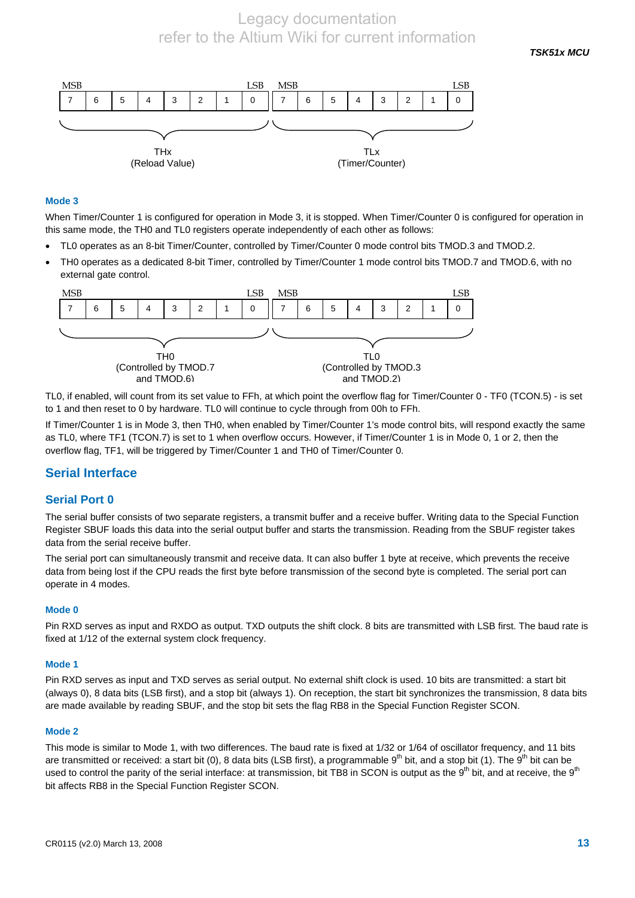| MSB | | | | | | | LSB | MSB | | | | | | | LSB |
|---|---|---|---|---|---|---|---|---|---|---|---|---|---|---|---|
| 7 | 6 | 5 | 4 | 3 | 2 | 1 | 0 | 7 | 6 | 5 | 4 | 3 | 2 | 1 | 0 |
| THx (Reload Value) | | | | | | | | TLx (Timer/Counter) | | | | | | | |

#### Mode 3

When Timer/Counter 1 is configured for operation in Mode 3, it is stopped. When Timer/Counter 0 is configured for operation in this same mode, the TH0 and TL0 registers operate independently of each other as follows:

- TL0 operates as an 8-bit Timer/Counter, controlled by Timer/Counter 0 mode control bits TMOD.3 and TMOD.2.
- TH0 operates as a dedicated 8-bit Timer, controlled by Timer/Counter 1 mode control bits TMOD.7 and TMOD.6, with no external gate control.

| MSB | | | | | | | LSB | MSB | | | | | | | LSB |
|---|---|---|---|---|---|---|---|---|---|---|---|---|---|---|---|
| 7 | 6 | 5 | 4 | 3 | 2 | 1 | 0 | 7 | 6 | 5 | 4 | 3 | 2 | 1 | 0 |
| TH0 (Controlled by TMOD.7 and TMOD.6) | | | | | | | | TL0 (Controlled by TMOD.3 and TMOD.2) | | | | | | | |

TL0, if enabled, will count from its set value to FFh, at which point the overflow flag for Timer/Counter 0 - TF0 (TCON.5) - is set to 1 and then reset to 0 by hardware. TL0 will continue to cycle through from 00h to FFh.

If Timer/Counter 1 is in Mode 3, then TH0, when enabled by Timer/Counter 1's mode control bits, will respond exactly the same as TL0, where TF1 (TCON.7) is set to 1 when overflow occurs. However, if Timer/Counter 1 is in Mode 0, 1 or 2, then the overflow flag, TF1, will be triggered by Timer/Counter 1 and TH0 of Timer/Counter 0.

## Serial Interface

### Serial Port 0

The serial buffer consists of two separate registers, a transmit buffer and a receive buffer. Writing data to the Special Function Register SBUF loads this data into the serial output buffer and starts the transmission. Reading from the SBUF register takes data from the serial receive buffer.

The serial port can simultaneously transmit and receive data. It can also buffer 1 byte at receive, which prevents the receive data from being lost if the CPU reads the first byte before transmission of the second byte is completed. The serial port can operate in 4 modes.

#### Mode 0

Pin RXD serves as input and RXDO as output. TXD outputs the shift clock. 8 bits are transmitted with LSB first. The baud rate is fixed at 1/12 of the external system clock frequency.

#### Mode 1

Pin RXD serves as input and TXD serves as serial output. No external shift clock is used. 10 bits are transmitted: a start bit (always 0), 8 data bits (LSB first), and a stop bit (always 1). On reception, the start bit synchronizes the transmission, 8 data bits are made available by reading SBUF, and the stop bit sets the flag RB8 in the Special Function Register SCON.

#### Mode 2

This mode is similar to Mode 1, with two differences. The baud rate is fixed at 1/32 or 1/64 of oscillator frequency, and 11 bits are transmitted or received: a start bit (0), 8 data bits (LSB first), a programmable 9$^{th}$ bit, and a stop bit (1). The 9$^{th}$ bit can be used to control the parity of the serial interface: at transmission, bit TB8 in SCON is output as the 9$^{th}$ bit, and at receive, the 9$^{th}$ bit affects RB8 in the Special Function Register SCON.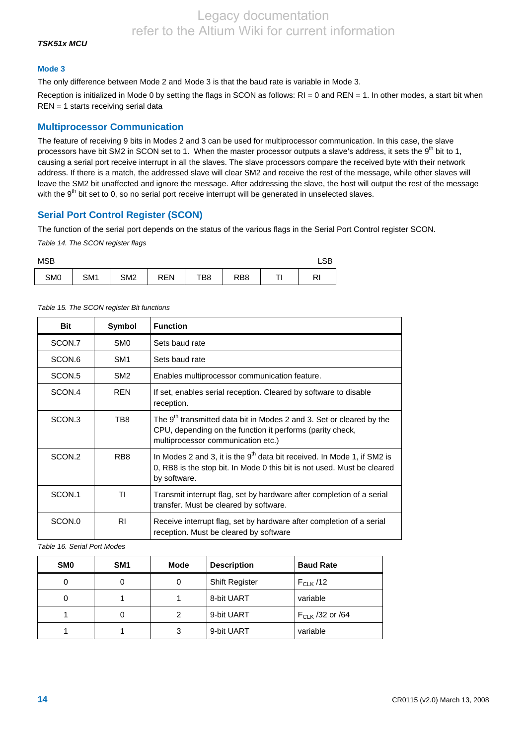### Mode 3

The only difference between Mode 2 and Mode 3 is that the baud rate is variable in Mode 3.

Reception is initialized in Mode 0 by setting the flags in SCON as follows: RI = 0 and REN = 1. In other modes, a start bit when REN = 1 starts receiving serial data

## Multiprocessor Communication

The feature of receiving 9 bits in Modes 2 and 3 can be used for multiprocessor communication. In this case, the slave processors have bit SM2 in SCON set to 1. When the master processor outputs a slave's address, it sets the 9th bit to 1, causing a serial port receive interrupt in all the slaves. The slave processors compare the received byte with their network address. If there is a match, the addressed slave will clear SM2 and receive the rest of the message, while other slaves will leave the SM2 bit unaffected and ignore the message. After addressing the slave, the host will output the rest of the message with the 9th bit set to 0, so no serial port receive interrupt will be generated in unselected slaves.

## Serial Port Control Register (SCON)

The function of the serial port depends on the status of the various flags in the Serial Port Control register SCON.

*Table 14. The SCON register flags*

| MSB | | | | | | | LSB |
|---|---|---|---|---|---|---|---|
| SM0 | SM1 | SM2 | REN | TB8 | RB8 | TI | RI |

*Table 15. The SCON register Bit functions*

| Bit | Symbol | Function |
|---|---|---|
| SCON.7 | SM0 | Sets baud rate |
| SCON.6 | SM1 | Sets baud rate |
| SCON.5 | SM2 | Enables multiprocessor communication feature. |
| SCON.4 | REN | If set, enables serial reception. Cleared by software to disable reception. |
| SCON.3 | TB8 | The 9th transmitted data bit in Modes 2 and 3. Set or cleared by the CPU, depending on the function it performs (parity check, multiprocessor communication etc.) |
| SCON.2 | RB8 | In Modes 2 and 3, it is the 9th data bit received. In Mode 1, if SM2 is 0, RB8 is the stop bit. In Mode 0 this bit is not used. Must be cleared by software. |
| SCON.1 | TI | Transmit interrupt flag, set by hardware after completion of a serial transfer. Must be cleared by software. |
| SCON.0 | RI | Receive interrupt flag, set by hardware after completion of a serial reception. Must be cleared by software |

*Table 16. Serial Port Modes*

| SM0 | SM1 | Mode | Description | Baud Rate |
|---|---|---|---|---|
| 0 | 0 | 0 | Shift Register | $F_{CLK}$ /12 |
| 0 | 1 | 1 | 8-bit UART | variable |
| 1 | 0 | 2 | 9-bit UART | $F_{CLK}$ /32 or /64 |
| 1 | 1 | 3 | 9-bit UART | variable |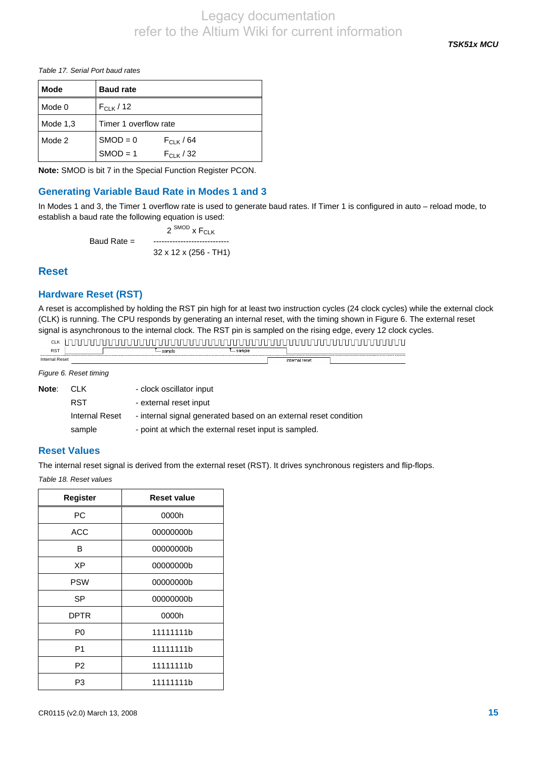*Table 17. Serial Port baud rates*

| Mode | Baud rate | |
|---|---|---|
| Mode 0 | $F_{CLK}$ / 12 | |
| Mode 1,3 | Timer 1 overflow rate | |
| Mode 2 | SMOD = 0 | $F_{CLK}$ / 64 |
| | SMOD = 1 | $F_{CLK}$ / 32 |

**Note:** SMOD is bit 7 in the Special Function Register PCON.

## Generating Variable Baud Rate in Modes 1 and 3

In Modes 1 and 3, the Timer 1 overflow rate is used to generate baud rates. If Timer 1 is configured in auto – reload mode, to establish a baud rate the following equation is used:

$$\text{Baud Rate} = \frac{2^{SMOD} \times F_{CLK}}{32 \times 12 \times (256 - TH1)}$$

# Reset

## Hardware Reset (RST)

A reset is accomplished by holding the RST pin high for at least two instruction cycles (24 clock cycles) while the external clock (CLK) is running. The CPU responds by generating an internal reset, with the timing shown in Figure 6. The external reset signal is asynchronous to the internal clock. The RST pin is sampled on the rising edge, every 12 clock cycles.

*Figure 6. Reset timing*

**Note**:

| | |
|---|---|
| CLK | - clock oscillator input |
| RST | - external reset input |
| Internal Reset | - internal signal generated based on an external reset condition |
| sample | - point at which the external reset input is sampled. |

## Reset Values

The internal reset signal is derived from the external reset (RST). It drives synchronous registers and flip-flops.

*Table 18. Reset values*

| Register | Reset value |
|---|---|
| PC | 0000h |
| ACC | 00000000b |
| B | 00000000b |
| XP | 00000000b |
| PSW | 00000000b |
| SP | 00000000b |
| DPTR | 0000h |
| P0 | 11111111b |
| P1 | 11111111b |
| P2 | 11111111b |
| P3 | 11111111b |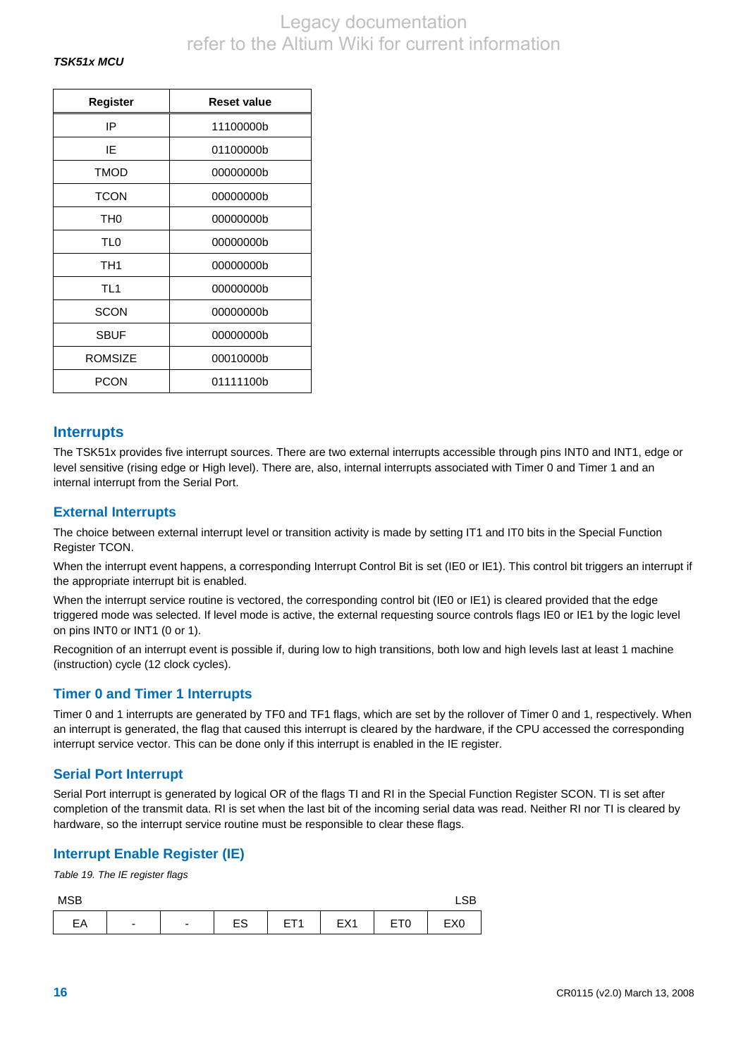| Register | Reset value |
|---|---|
| IP | 11100000b |
| IE | 01100000b |
| TMOD | 00000000b |
| TCON | 00000000b |
| TH0 | 00000000b |
| TL0 | 00000000b |
| TH1 | 00000000b |
| TL1 | 00000000b |
| SCON | 00000000b |
| SBUF | 00000000b |
| ROMSIZE | 00010000b |
| PCON | 01111100b |

## Interrupts

The TSK51x provides five interrupt sources. There are two external interrupts accessible through pins INT0 and INT1, edge or level sensitive (rising edge or High level). There are, also, internal interrupts associated with Timer 0 and Timer 1 and an internal interrupt from the Serial Port.

### External Interrupts

The choice between external interrupt level or transition activity is made by setting IT1 and IT0 bits in the Special Function Register TCON.

When the interrupt event happens, a corresponding Interrupt Control Bit is set (IE0 or IE1). This control bit triggers an interrupt if the appropriate interrupt bit is enabled.

When the interrupt service routine is vectored, the corresponding control bit (IE0 or IE1) is cleared provided that the edge triggered mode was selected. If level mode is active, the external requesting source controls flags IE0 or IE1 by the logic level on pins INT0 or INT1 (0 or 1).

Recognition of an interrupt event is possible if, during low to high transitions, both low and high levels last at least 1 machine (instruction) cycle (12 clock cycles).

### Timer 0 and Timer 1 Interrupts

Timer 0 and 1 interrupts are generated by TF0 and TF1 flags, which are set by the rollover of Timer 0 and 1, respectively. When an interrupt is generated, the flag that caused this interrupt is cleared by the hardware, if the CPU accessed the corresponding interrupt service vector. This can be done only if this interrupt is enabled in the IE register.

### Serial Port Interrupt

Serial Port interrupt is generated by logical OR of the flags TI and RI in the Special Function Register SCON. TI is set after completion of the transmit data. RI is set when the last bit of the incoming serial data was read. Neither RI nor TI is cleared by hardware, so the interrupt service routine must be responsible to clear these flags.

### Interrupt Enable Register (IE)

*Table 19. The IE register flags*

| MSB | | | | | | | LSB |
|---|---|---|---|---|---|---|---|
| EA | - | - | ES | ET1 | EX1 | ET0 | EX0 |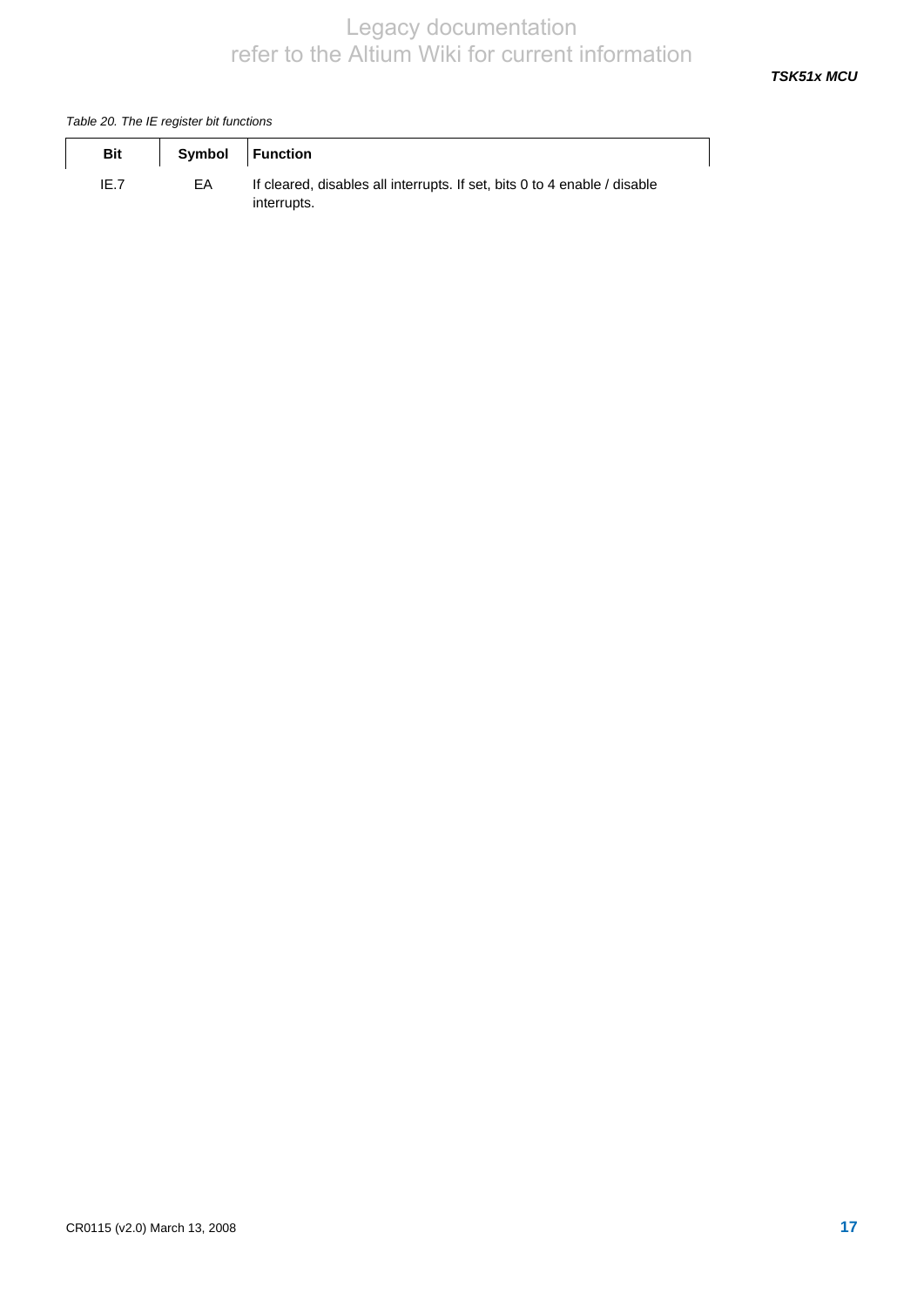*Table 20. The IE register bit functions*

| Bit | Symbol | Function |
| --- | --- | --- |
| IE.7 | EA | If cleared, disables all interrupts. If set, bits 0 to 4 enable / disable interrupts. |